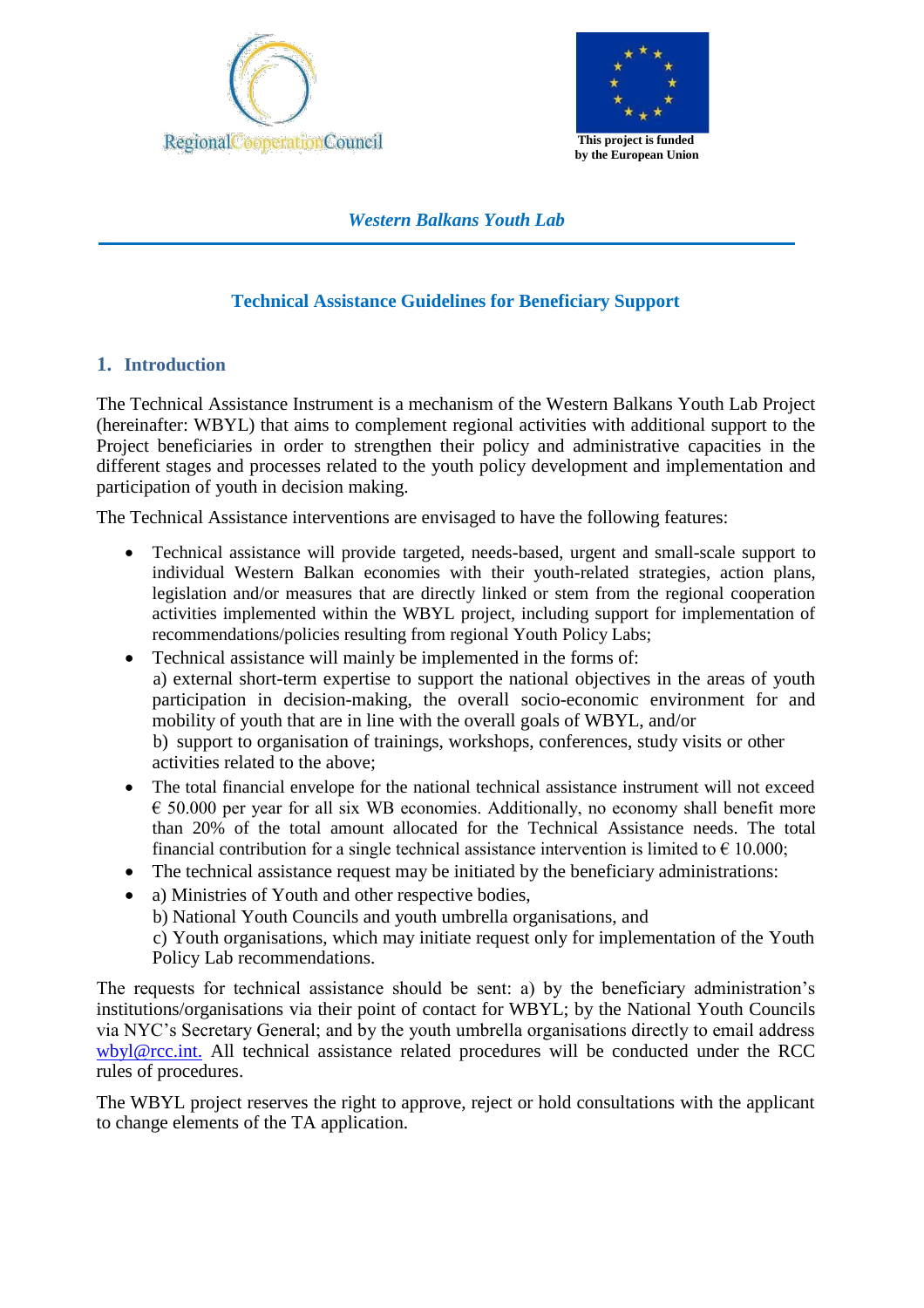Regional Cooperation Council

This project is funded by the European Union

*Western Balkans Youth Lab*

## Technical Assistance Guidelines for Beneficiary Support

### 1. Introduction

The Technical Assistance Instrument is a mechanism of the Western Balkans Youth Lab Project (hereinafter: WBYL) that aims to complement regional activities with additional support to the Project beneficiaries in order to strengthen their policy and administrative capacities in the different stages and processes related to the youth policy development and implementation and participation of youth in decision making.

The Technical Assistance interventions are envisaged to have the following features:

- Technical assistance will provide targeted, needs-based, urgent and small-scale support to individual Western Balkan economies with their youth-related strategies, action plans, legislation and/or measures that are directly linked or stem from the regional cooperation activities implemented within the WBYL project, including support for implementation of recommendations/policies resulting from regional Youth Policy Labs;
- Technical assistance will mainly be implemented in the forms of:
  a) external short-term expertise to support the national objectives in the areas of youth participation in decision-making, the overall socio-economic environment for and mobility of youth that are in line with the overall goals of WBYL, and/or
  b) support to organisation of trainings, workshops, conferences, study visits or other activities related to the above;
- The total financial envelope for the national technical assistance instrument will not exceed € 50.000 per year for all six WB economies. Additionally, no economy shall benefit more than 20% of the total amount allocated for the Technical Assistance needs. The total financial contribution for a single technical assistance intervention is limited to € 10.000;
- The technical assistance request may be initiated by the beneficiary administrations:
- a) Ministries of Youth and other respective bodies,
  b) National Youth Councils and youth umbrella organisations, and
  c) Youth organisations, which may initiate request only for implementation of the Youth Policy Lab recommendations.

The requests for technical assistance should be sent: a) by the beneficiary administration's institutions/organisations via their point of contact for WBYL; by the National Youth Councils via NYC's Secretary General; and by the youth umbrella organisations directly to email address wbyl@rcc.int. All technical assistance related procedures will be conducted under the RCC rules of procedures.

The WBYL project reserves the right to approve, reject or hold consultations with the applicant to change elements of the TA application.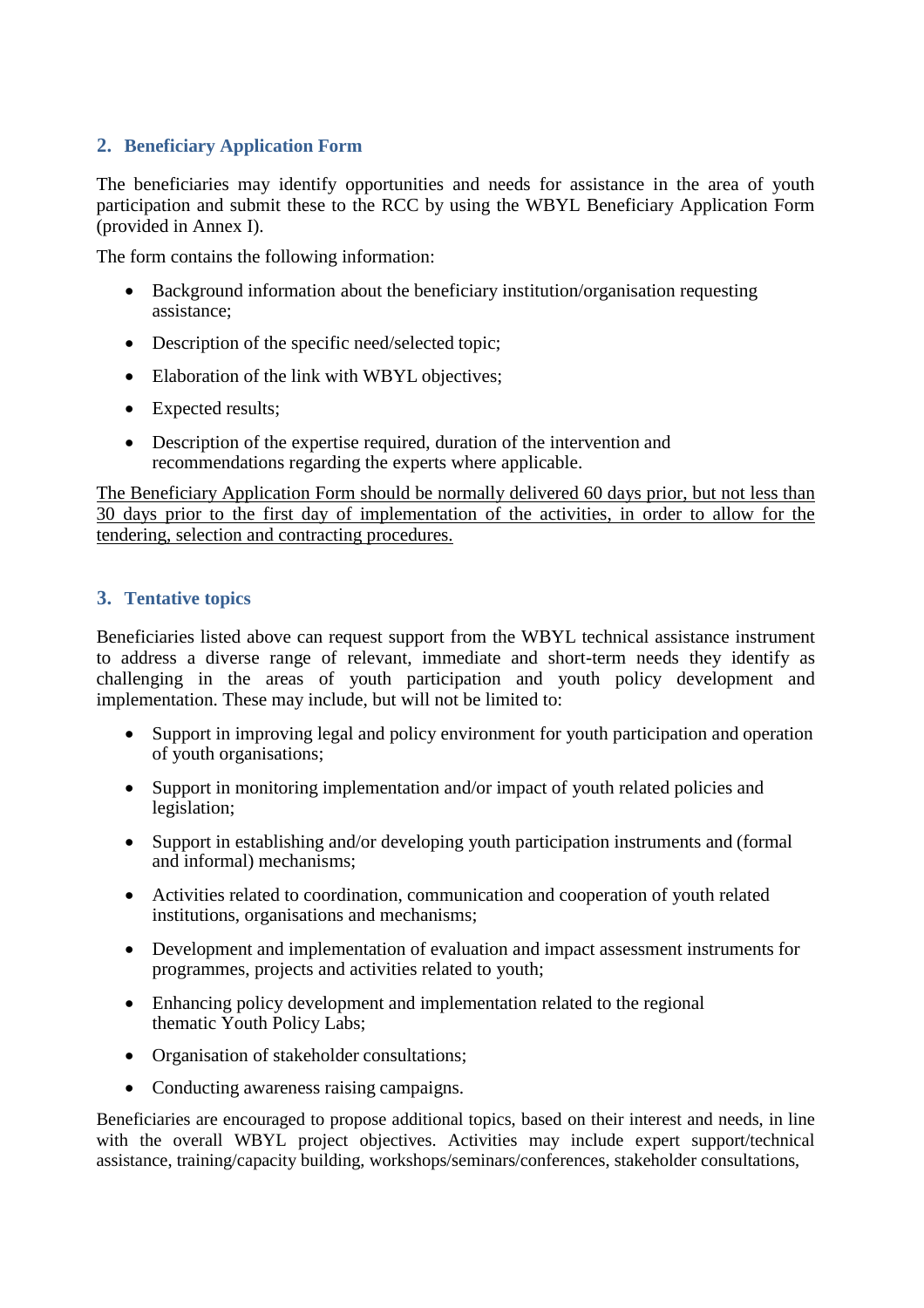## 2. Beneficiary Application Form

The beneficiaries may identify opportunities and needs for assistance in the area of youth participation and submit these to the RCC by using the WBYL Beneficiary Application Form (provided in Annex I).

The form contains the following information:

- Background information about the beneficiary institution/organisation requesting assistance;
- Description of the specific need/selected topic;
- Elaboration of the link with WBYL objectives;
- Expected results;
- Description of the expertise required, duration of the intervention and recommendations regarding the experts where applicable.

<u>The Beneficiary Application Form should be normally delivered 60 days prior, but not less than 30 days prior to the first day of implementation of the activities, in order to allow for the tendering, selection and contracting procedures.</u>

## 3. Tentative topics

Beneficiaries listed above can request support from the WBYL technical assistance instrument to address a diverse range of relevant, immediate and short-term needs they identify as challenging in the areas of youth participation and youth policy development and implementation. These may include, but will not be limited to:

- Support in improving legal and policy environment for youth participation and operation of youth organisations;
- Support in monitoring implementation and/or impact of youth related policies and legislation;
- Support in establishing and/or developing youth participation instruments and (formal and informal) mechanisms;
- Activities related to coordination, communication and cooperation of youth related institutions, organisations and mechanisms;
- Development and implementation of evaluation and impact assessment instruments for programmes, projects and activities related to youth;
- Enhancing policy development and implementation related to the regional thematic Youth Policy Labs;
- Organisation of stakeholder consultations;
- Conducting awareness raising campaigns.

Beneficiaries are encouraged to propose additional topics, based on their interest and needs, in line with the overall WBYL project objectives. Activities may include expert support/technical assistance, training/capacity building, workshops/seminars/conferences, stakeholder consultations,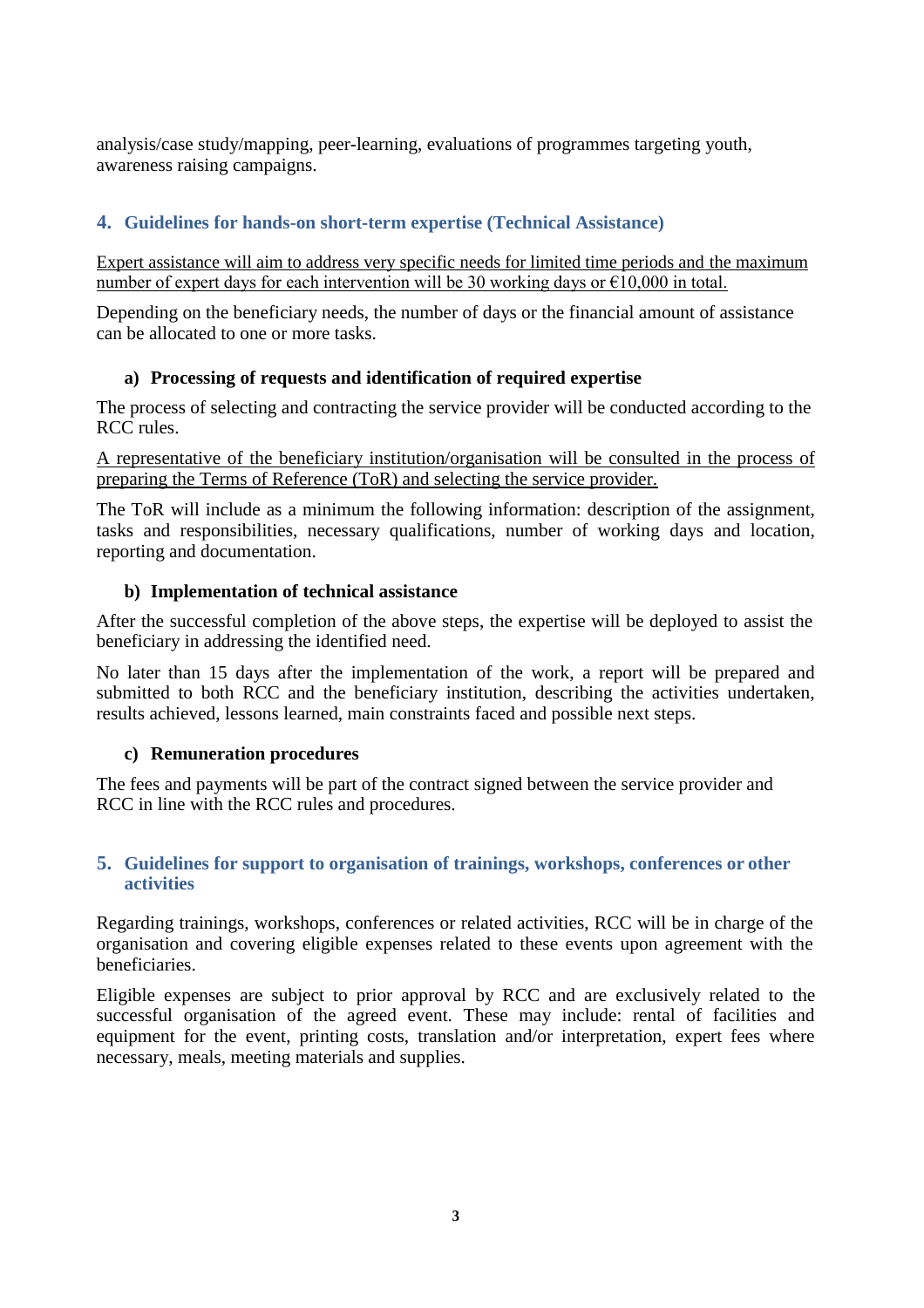analysis/case study/mapping, peer-learning, evaluations of programmes targeting youth, awareness raising campaigns.

## 4. Guidelines for hands-on short-term expertise (Technical Assistance)

Expert assistance will aim to address very specific needs for limited time periods and the maximum number of expert days for each intervention will be 30 working days or €10,000 in total.

Depending on the beneficiary needs, the number of days or the financial amount of assistance can be allocated to one or more tasks.

### a) Processing of requests and identification of required expertise

The process of selecting and contracting the service provider will be conducted according to the RCC rules.

A representative of the beneficiary institution/organisation will be consulted in the process of preparing the Terms of Reference (ToR) and selecting the service provider.

The ToR will include as a minimum the following information: description of the assignment, tasks and responsibilities, necessary qualifications, number of working days and location, reporting and documentation.

### b) Implementation of technical assistance

After the successful completion of the above steps, the expertise will be deployed to assist the beneficiary in addressing the identified need.

No later than 15 days after the implementation of the work, a report will be prepared and submitted to both RCC and the beneficiary institution, describing the activities undertaken, results achieved, lessons learned, main constraints faced and possible next steps.

### c) Remuneration procedures

The fees and payments will be part of the contract signed between the service provider and RCC in line with the RCC rules and procedures.

## 5. Guidelines for support to organisation of trainings, workshops, conferences or other activities

Regarding trainings, workshops, conferences or related activities, RCC will be in charge of the organisation and covering eligible expenses related to these events upon agreement with the beneficiaries.

Eligible expenses are subject to prior approval by RCC and are exclusively related to the successful organisation of the agreed event. These may include: rental of facilities and equipment for the event, printing costs, translation and/or interpretation, expert fees where necessary, meals, meeting materials and supplies.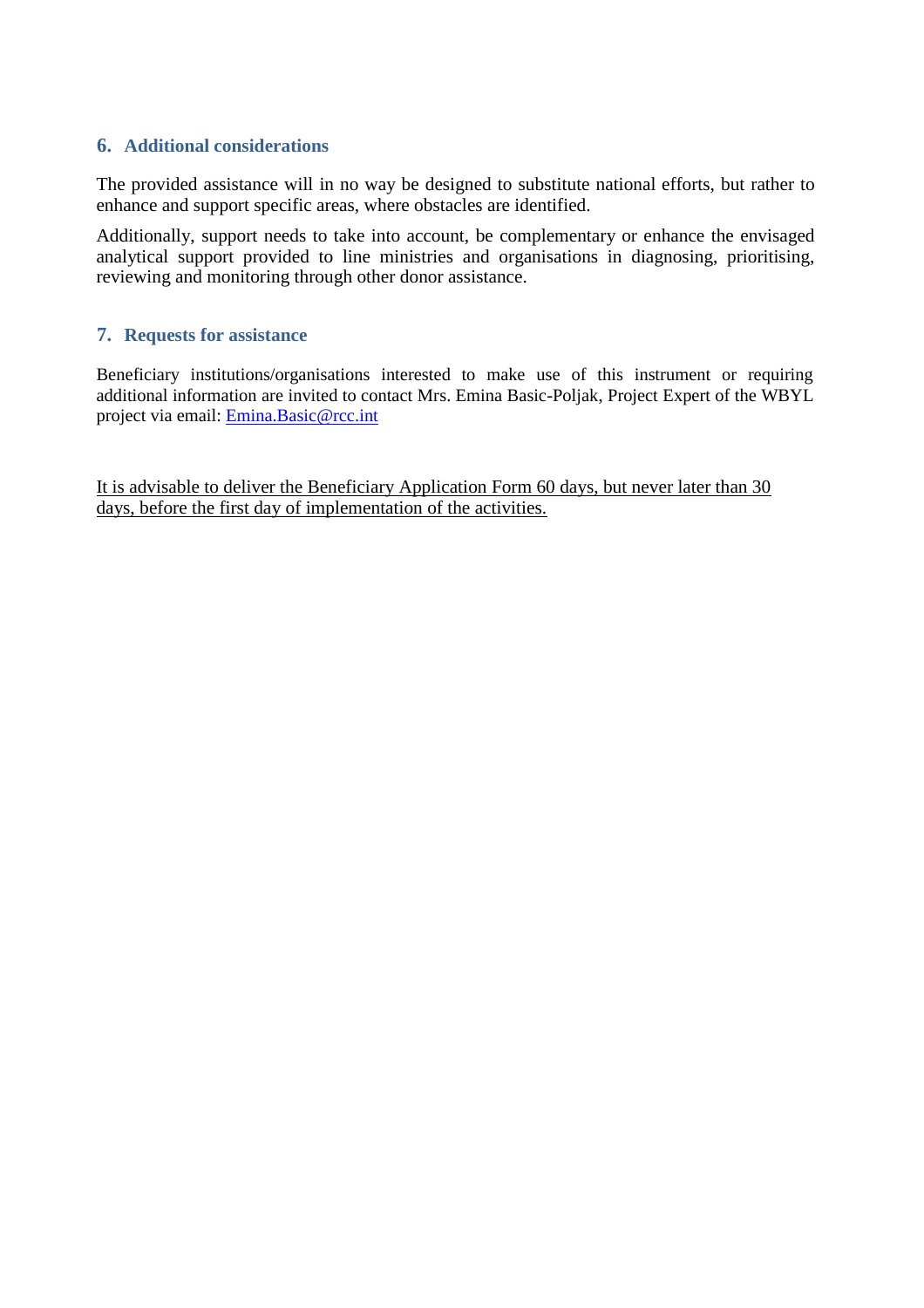## 6. Additional considerations

The provided assistance will in no way be designed to substitute national efforts, but rather to enhance and support specific areas, where obstacles are identified.

Additionally, support needs to take into account, be complementary or enhance the envisaged analytical support provided to line ministries and organisations in diagnosing, prioritising, reviewing and monitoring through other donor assistance.

## 7. Requests for assistance

Beneficiary institutions/organisations interested to make use of this instrument or requiring additional information are invited to contact Mrs. Emina Basic-Poljak, Project Expert of the WBYL project via email: [Emina.Basic@rcc.int](mailto:Emina.Basic@rcc.int)

<u>It is advisable to deliver the Beneficiary Application Form 60 days, but never later than 30 days, before the first day of implementation of the activities.</u>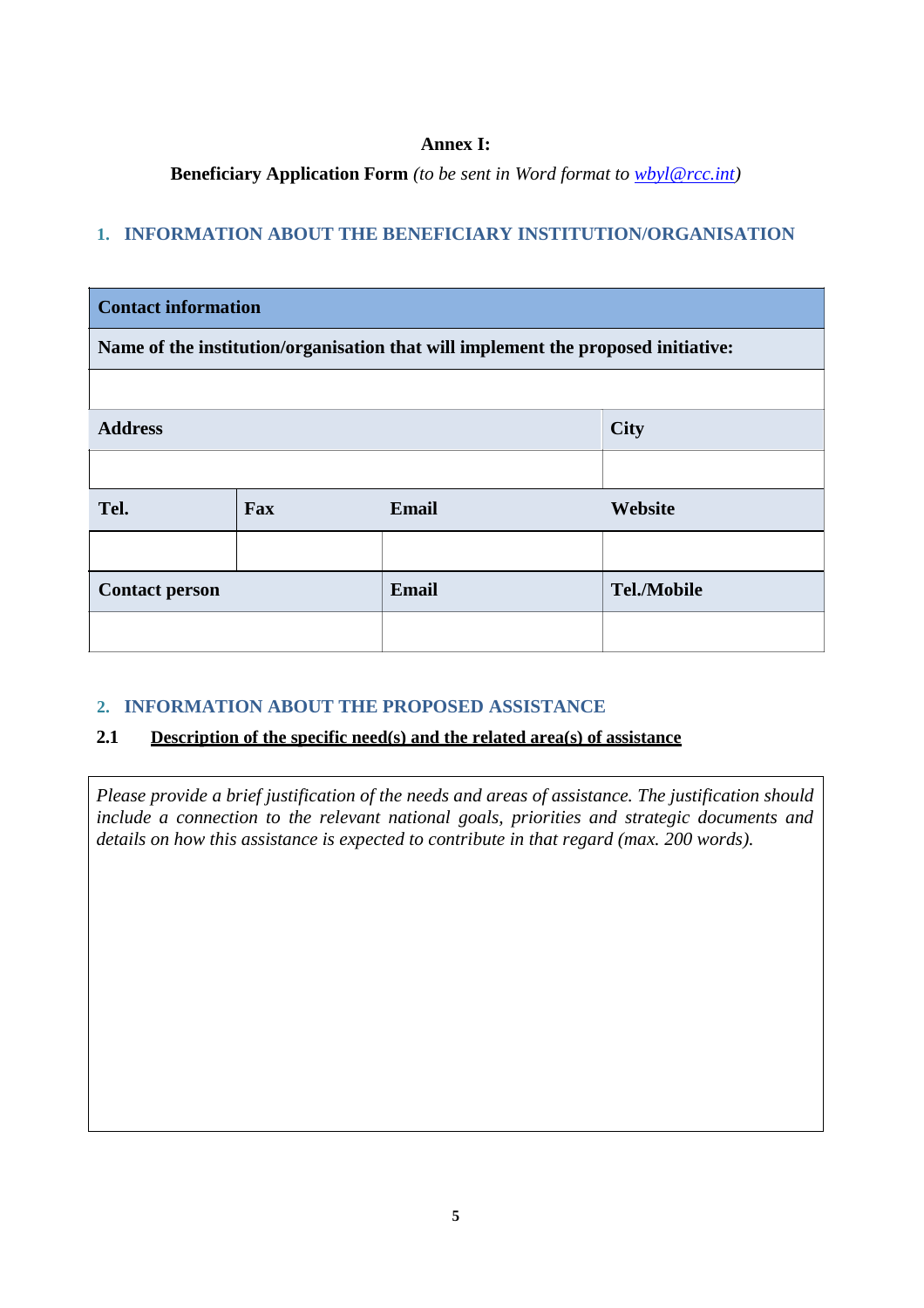**Annex I:**

**Beneficiary Application Form** *(to be sent in Word format to wbyl@rcc.int)*

## 1. INFORMATION ABOUT THE BENEFICIARY INSTITUTION/ORGANISATION

| **Contact information** | | | |
|---|---|---|---|
| **Name of the institution/organisation that will implement the proposed initiative:** | | | |
| | | | |
| **Address** | | | **City** |
| | | | |
| **Tel.** | **Fax** | **Email** | **Website** |
| | | | |
| **Contact person** | | **Email** | **Tel./Mobile** |
| | | | |

## 2. INFORMATION ABOUT THE PROPOSED ASSISTANCE

### 2.1 Description of the specific need(s) and the related area(s) of assistance

*Please provide a brief justification of the needs and areas of assistance. The justification should include a connection to the relevant national goals, priorities and strategic documents and details on how this assistance is expected to contribute in that regard (max. 200 words).*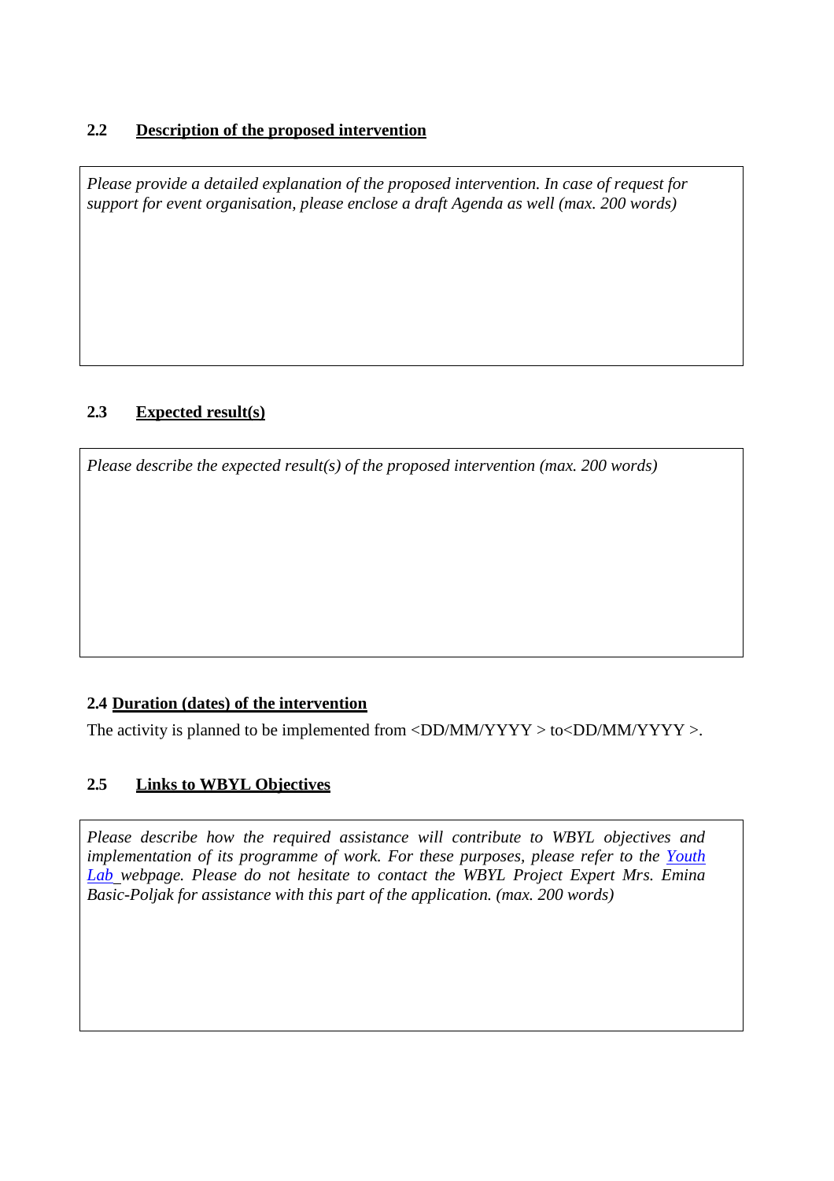### 2.2 <u>Description of the proposed intervention</u>

*Please provide a detailed explanation of the proposed intervention. In case of request for support for event organisation, please enclose a draft Agenda as well (max. 200 words)*

### 2.3 <u>Expected result(s)</u>

*Please describe the expected result(s) of the proposed intervention (max. 200 words)*

### 2.4 <u>Duration (dates) of the intervention</u>

The activity is planned to be implemented from <DD/MM/YYYY > to<DD/MM/YYYY >.

### 2.5 <u>Links to WBYL Objectives</u>

*Please describe how the required assistance will contribute to WBYL objectives and implementation of its programme of work. For these purposes, please refer to the [Youth Lab](#) webpage. Please do not hesitate to contact the WBYL Project Expert Mrs. Emina Basic-Poljak for assistance with this part of the application. (max. 200 words)*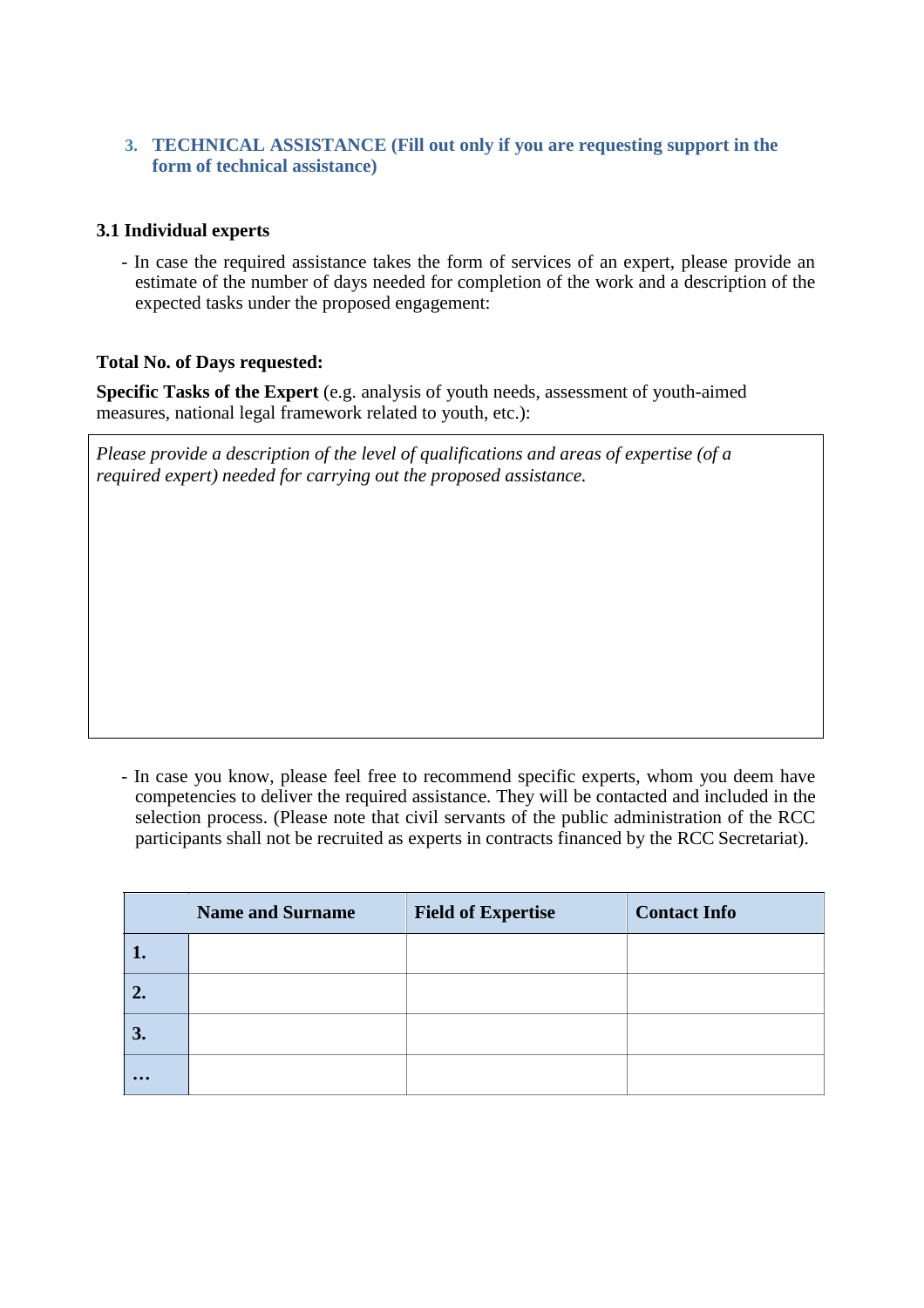## 3. TECHNICAL ASSISTANCE (Fill out only if you are requesting support in the form of technical assistance)

### 3.1 Individual experts

- In case the required assistance takes the form of services of an expert, please provide an estimate of the number of days needed for completion of the work and a description of the expected tasks under the proposed engagement:

**Total No. of Days requested:**

**Specific Tasks of the Expert** (e.g. analysis of youth needs, assessment of youth-aimed measures, national legal framework related to youth, etc.):

| *Please provide a description of the level of qualifications and areas of expertise (of a required expert) needed for carrying out the proposed assistance.* |
|---|

- In case you know, please feel free to recommend specific experts, whom you deem have competencies to deliver the required assistance. They will be contacted and included in the selection process. (Please note that civil servants of the public administration of the RCC participants shall not be recruited as experts in contracts financed by the RCC Secretariat).

| | Name and Surname | Field of Expertise | Contact Info |
|---|---|---|---|
| **1.** | | | |
| **2.** | | | |
| **3.** | | | |
| **…** | | | |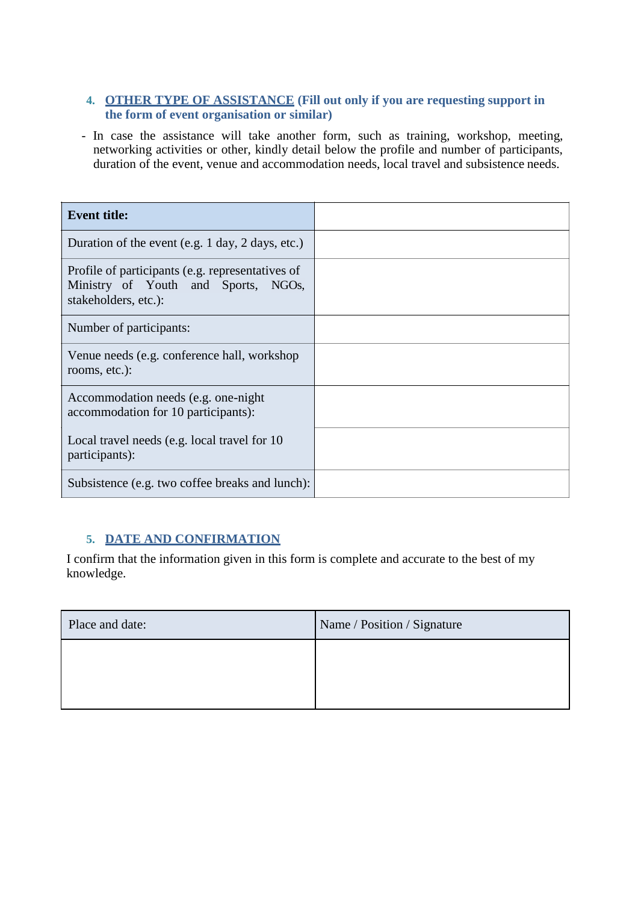## 4. OTHER TYPE OF ASSISTANCE (Fill out only if you are requesting support in the form of event organisation or similar)

- In case the assistance will take another form, such as training, workshop, meeting, networking activities or other, kindly detail below the profile and number of participants, duration of the event, venue and accommodation needs, local travel and subsistence needs.

| | |
|---|---|
| **Event title:** | |
| Duration of the event (e.g. 1 day, 2 days, etc.) | |
| Profile of participants (e.g. representatives of Ministry of Youth and Sports, NGOs, stakeholders, etc.): | |
| Number of participants: | |
| Venue needs (e.g. conference hall, workshop rooms, etc.): | |
| Accommodation needs (e.g. one-night accommodation for 10 participants): | |
| Local travel needs (e.g. local travel for 10 participants): | |
| Subsistence (e.g. two coffee breaks and lunch): | |

## 5. DATE AND CONFIRMATION

I confirm that the information given in this form is complete and accurate to the best of my knowledge.

| Place and date: | Name / Position / Signature |
|---|---|
| | |